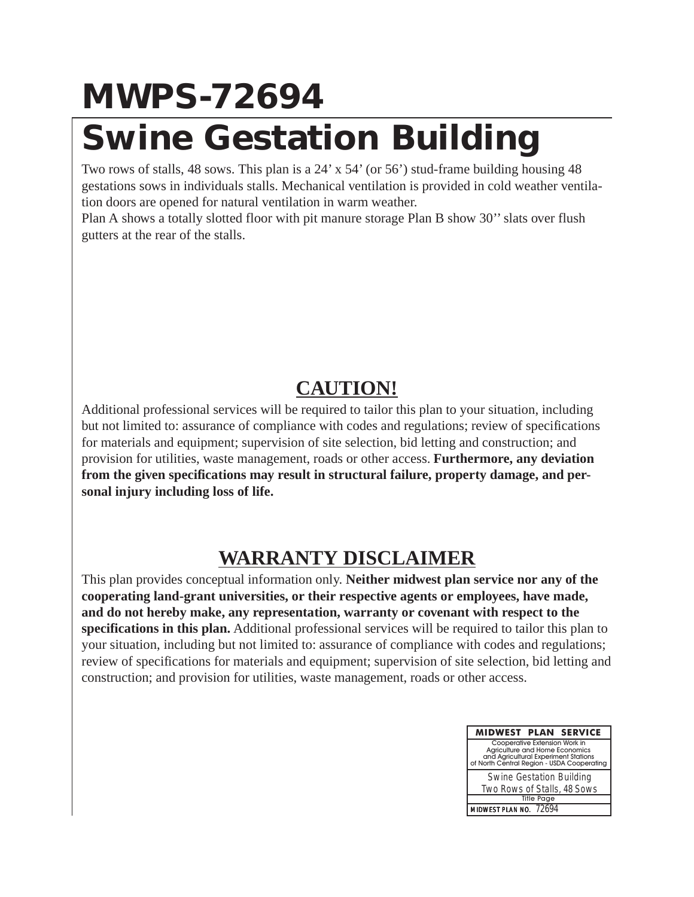# MWPS-72694

# Swine Gestation Building

Two rows of stalls, 48 sows. This plan is a 24' x 54' (or 56') stud-frame building housing 48 gestations sows in individuals stalls. Mechanical ventilation is provided in cold weather ventilation doors are opened for natural ventilation in warm weather.
Plan A shows a totally slotted floor with pit manure storage Plan B show 30'' slats over flush gutters at the rear of the stalls.

## CAUTION!

Additional professional services will be required to tailor this plan to your situation, including but not limited to: assurance of compliance with codes and regulations; review of specifications for materials and equipment; supervision of site selection, bid letting and construction; and provision for utilities, waste management, roads or other access. **Furthermore, any deviation from the given specifications may result in structural failure, property damage, and personal injury including loss of life.**

## WARRANTY DISCLAIMER

This plan provides conceptual information only. **Neither midwest plan service nor any of the cooperating land-grant universities, or their respective agents or employees, have made, and do not hereby make, any representation, warranty or covenant with respect to the specifications in this plan.** Additional professional services will be required to tailor this plan to your situation, including but not limited to: assurance of compliance with codes and regulations; review of specifications for materials and equipment; supervision of site selection, bid letting and construction; and provision for utilities, waste management, roads or other access.

| MIDWEST PLAN SERVICE |
|---|
| Cooperative Extension Work in Agriculture and Home Economics and Agricultural Experiment Stations of North Central Region - USDA Cooperating |
| Swine Gestation Building Two Rows of Stalls, 48 Sows |
| Title Page |
| MIDWEST PLAN NO. 72694 |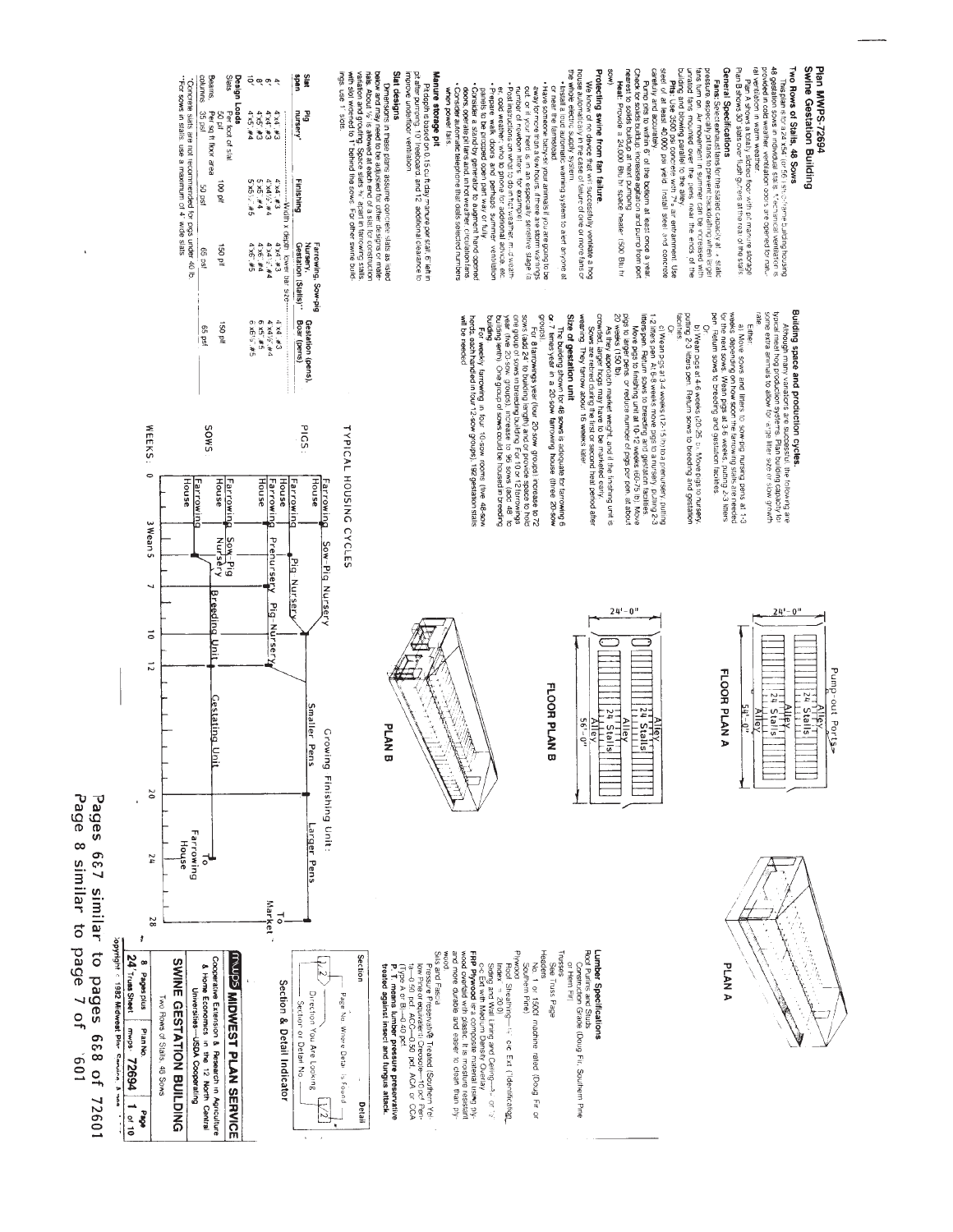# Plan MWPS-72694

## Swine Gestation Building

### Two Rows of Stalls, 48 Sows

This plan is for a 24'x56' gable-frame building housing 48 gestation sows in individual stalls. Mechanical ventilation is provided in cold weather; ventilation doors are opened for natural ventilation in warm weather.

Plan A shows a totally slotted floor with pit manure storage. Plan B shows 30 slats over flush gutters at the rear of the stalls.

### General Specifications

**Fans:** Select exhaust fans for the stated capacity at ⅛" static pressure, especially pit fans to prevent backdrafting when larger fans turn on. Air movement in summer can be increased with unhoused fans mounted over the pens, near the ends of the building and blowing parallel to the alley.

**Pits:** Use 3500 psi concrete with 7% air entrainment. Use steel of at least 40,000 psi yield. Install steel and concrete carefully and accurately.

Pump pits to within 6" of the bottom at least once a year. Check for solids buildup; increase agitation and pump from port nearest to solids buildup at next pumping.

**Heat:** Provide a 24,000 Btu/hr space heater (500 Btu/hr sow).

### Protecting swine from fan failure

We know of no device that will successfully ventilate a hog house automatically in the case of failure of one or more fans or the whole electric supply system.

- Install a dependable, automatic warning system to alert anyone at or near the farmstead.
- Have someone baby-sit your animals if you are going to be away for more than a few hours, if there are storm warnings out, or if your herd is in an especially sensitive stage (a number of newborn litters, for example).
- Post instructions on what to do in hot weather, mild weather, cold weather, who to phone for additional advice, etc.
- Prepare walk doors and perhaps some other ventilation panels to be propped open easily in hot weather.
- Consider a stand-by generator to augment hand-opened doors, operate pit fans and, in hot weather, circulation fans.
- Consider automatic telephone that dials selected numbers when power fails.

### Manure storage pit

Pit depth is based on 0.15 cu ft/day/manure per stall, 6" left in pit after pumping, 10" freeboard and 12" additional clearance to improve underfloor ventilation.

### Slat designs

Dimensions in these plans assume concrete slats as listed below and may need to be adjusted for other designs or materials. About ½" is allowed at each end of a slat for construction variation and grouting. Space slats ¾" apart in farrowing stalls with slot worked to 1" behind the sows. For other swine buildings, use 1" slots.

| Slat span | Pig nursery* | Finishing | Farrowing, Sow-pig Nursery, Gestation (Stalls)** | Gestation (pens), Boar (pens) |
|---|---|---|---|---|
| | ----Width x depth, lower bar size---- | | | |
| 4' | 4x4, #3 | 4x4, #3 | 4x4, #3 | 4x4, #3 |
| 6' | 4x4, #3 | 4x4½, #4 | 4x4½, #4 | 4x4½, #4 |
| 8' | 4x5, #3 | 5x5, #4 | 4x6, #4 | 6x5, #5 |
| 10' | 4x5, #4 | 5x6½, #5 | 4x6, #5 | 6x6½, #5 |
| **Design Loads** | | | | |
| Slats | 50 plf | 100 plf | 150 plf | 150 plf |
| | Per foot of slat | | | |
| Beams, columns | Per sq ft floor area 35 psf | 50 psf | 65 psf | 65 psf |

*Concrete slats are not recommended for pigs under 40 lb.
**For sows in stalls, use a maximum of 4' wide slats.

### Building space and production cycles

Although many variations are successful, the following are typical meat hog production systems. Plan building capacity for some extra animals to allow for large litter size or slow growth rate.

Either:

a) Move sows and litters to sow-pig nursing pens at 1-3 weeks depending on how soon the farrowing stalls are needed for the next sows. Wean pigs at 5-6 weeks, putting 2-3 litters per pen. Return sows to breeding and gestation facilities.

Or:

b) Wean pigs at 4-6 weeks (20-25 lb). Move pigs to nursery, putting 2-3 litters/pen. Return sows to breeding and gestation facilities.

Or:

c) Wean pigs at 3-4 weeks (12-15 lb) to a prenursery, putting 1-2 litters/pen. At 6-8 weeks move pigs to a nursery, putting 2-3 litters/pen. Return sows to breeding and gestation facilities.

Move pigs to finishing unit at 10-12 weeks (60-75 lb). Move pigs to larger pens, or reduce number of pigs per pen, at about 20 weeks (150 lb).

As they approach market weight, and if the finishing unit is crowded, larger hogs may have to be marketed early.

Sows are rebred during the first or second heat period after weaning. They farrow about 16 weeks later.

### Size of gestation unit

The building shown for 48 sows is adequate for farrowing 6 or 7 times a year in a 20-sow farrowing house (three 20-sow groups).

For 8 farrowings year (four 20-sow groups) increase to 72 sows (add 24' to building length) and/or provide space to hold one group of sows in a breeding building. For 10 or 12 farrowings/year (five 20-sow groups), increase to 96 sows (add 48' to building length). One group of sows could be housed in breeding building.

For weekly farrowing in four 10-sow rooms (the 48-sow herds each handled in four 12-sow groups), 192 gestation stalls will be needed.

## TYPICAL HOUSING CYCLES

| | Weeks | Housing |
|---|---|---|
| PIGS: | 0–3 | Farrowing House |
| | 0–5 | Farrowing House → Sow-Pig Nursery → Pig Nursery |
| | 0–3 | Farrowing House → Prenursery → Pig Nursery |
| | 10–28 | Growing Finishing Unit: Smaller Pens → Larger Pens → To Market |
| SOWS: | 0–5 | Farrowing House / Sow-Pig Nursery |
| | 5–24 | Breeding Unit → Gestating Unit → To Farrowing House |

WEEKS: 0, 3 Wean 5, 7, 10, 12, 20, 24, 28

## FLOOR PLAN A

Pump-out Ports; Alley; 24 Stalls; Alley; 24 Stalls; Alley; 24'-0"; 56'-0"

## PLAN A

## FLOOR PLAN B

Alley; 24 Stalls; Alley; 24 Stalls; Alley; 24'-0"; 56'-0"

## PLAN B

### Lumber Specifications

Roof Purlins and Studs: Construction Grade (Doug Fir, Southern Pine or Hem Fir)

Trusses: See Truss Page

Headers: No. 1 or 1500f machine rated (Doug Fir or Southern Pine)

Plywood:
- Roof Sheathing—½" c-c Ext (Identification Index = 20/0)
- Siding and Wall Lining and Ceiling—⅜" or ½" c-c Ext with Medium Density Overlay

FRP Plywood (or a composite material using plywood overlaid with plastic). It is moisture resistant and more durable and easier to clean than plywood.

Sills and Fascia: Pressure Preservative Treated (Southern Yellow Pine or equivalent) Creosote—10 pcf, Penta—0.50 pcf, ACC—0.50 pcf, ACA or CCA (type A or B)—0.40 pcf.

P.T. means lumber pressure preservative treated against insect and fungus attack.

### Section & Detail Indicator

Section: Page No. Where Detail is Found; Direction You Are Looking; Section or Detail No.; Detail

Pages 6&7 similar to pages 6&8 of 72601
Page 8 similar to page 7 of 72601

**MIDWEST PLAN SERVICE**

Cooperative Extension & Research in Agriculture & Home Economics in the 12 North Central Universities—USDA Cooperating

**SWINE GESTATION BUILDING**

Two Rows of Stalls, 48 Sows

8 Pages plus 24" Truss Sheet | Plan No. mwps-72694 | Page 1 of 10

Copyright 1982 Midwest Plan Service, Ames, Iowa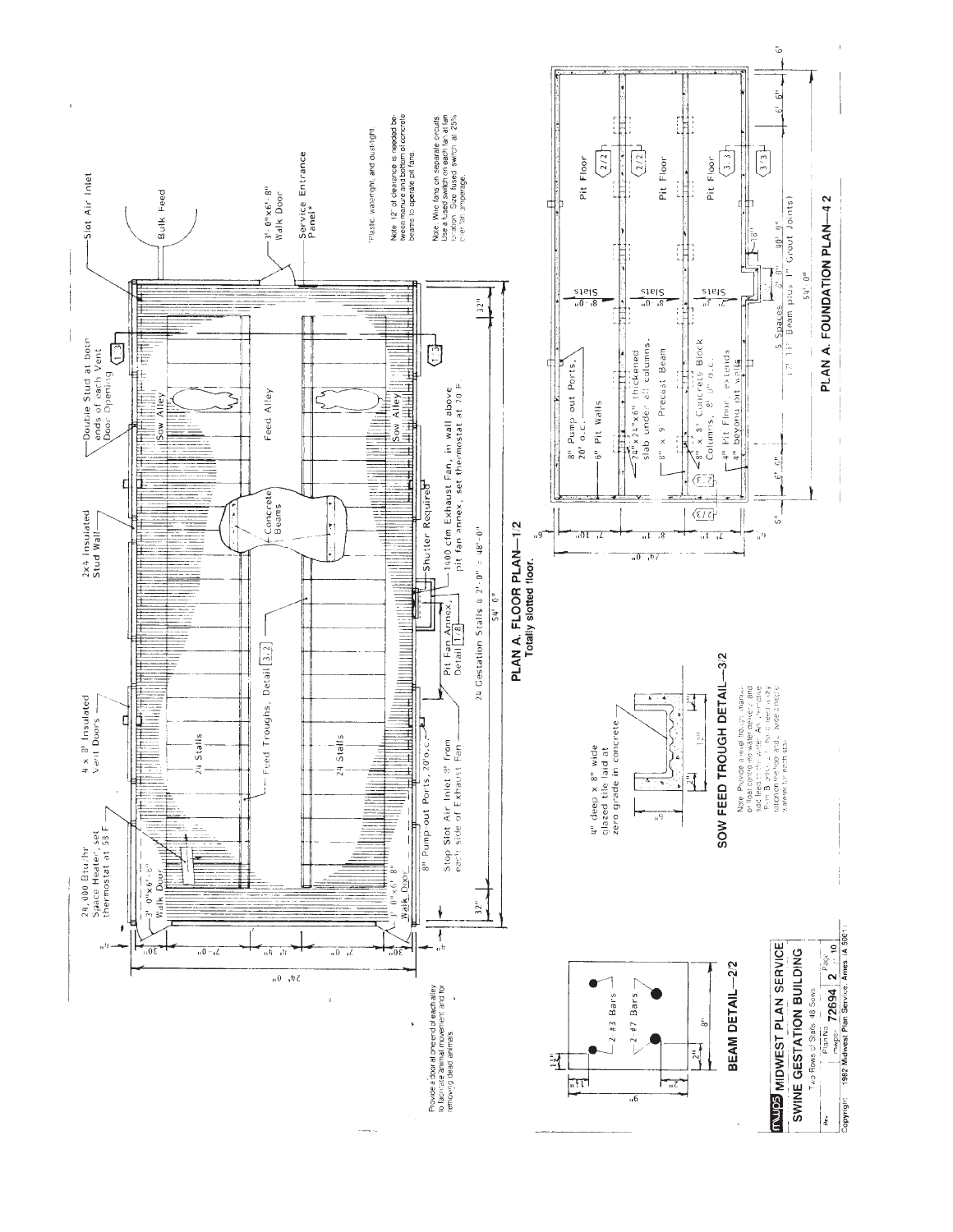## PLAN A. FLOOR PLAN—1/2

**Totally slotted floor.**

- Slot Air Inlet
- Bulk Feed
- 3' 0"x6' 8" Walk Door
- Service Entrance Panel*
- Double Stud at both ends of each Vent Door Opening
- 2x4 Insulated Stud Wall
- 4 x 8' Insulated Vent Doors
- 24,000 Btu/hr Space Heater, set thermostat at 58 F
- 3' 0"x6' 8" Walk Door
- 3' 0"x6' 8" Walk Door
- Sow Alley
- Feed Alley
- Sow Alley
- Concrete Beams
- 24 Stalls
- 24 Stalls
- Feed Troughs, Detail 3/2
- 8" Pump-out Ports, 20' o.c.
- Stop Slot Air Inlet 3' from each side of Exhaust Fan
- Pit Fan Annex, Detail 1/8
- Shutter Required
- 1400 cfm Exhaust Fan, in wall above pit fan annex, set thermostat at 70 F.
- 24 Gestation Stalls @ 2'-0" = 48'-0"
- 32" / 32"
- 54' 0"
- 24' 0" (30" / 7' 0" / 4' / 7' 0" / 30")

*Plastic, watertight, and dusttight.

Note: 12" of clearance is needed between manure and bottom of concrete beams to operate pit fans.

Note: Wire fans on separate circuits. Use a fused switch on each fan at fan location. Size fused switch at 25% over fan amperage.

Provide a door at one end of each alley to facilitate animal movement and for removing dead animals.

## PLAN A. FOUNDATION PLAN—4/2

- 8" Pump out Ports, 20' o.c.
- 6" Pit Walls
- 24"x24"x6" thickened slab under all columns.
- 8" x 9" Precast Beam
- 8" x 8" Concrete Block Columns, 8' 0" o.c.
- 4" Pit Floor extends 4" beyond pit walls
- Slats 8' 0" / Slats 8' 0" / Slats 7'
- Pit Floor 2/2
- Pit Floor 2/2
- Pit Floor 3/3
- 18"
- 6' 6" / 5 Spaces 8' 0" (+1 1/2" Beam plus 1" Grout Joints) 40' 0" / 6' 6"
- 6" / 54' 0" / 6"
- 24' 0" (6" / 7' 10" / 8' 0" / 7' 10" / 6")

## BEAM DETAIL—2/2

- 2 #3 Bars
- 2 #7 Bars
- 9" / 8"
- 1 1/2" / 2" / 2"

## SOW FEED TROUGH DETAIL—3/2

- 4" deep x 8" wide glazed tile laid at zero grade in concrete
- 6" / 3" / 12" / 3" / 2"

Note: Provide a level trough, manual or float controlled water delivery and stop feed in the trough. Arrange pipe and fittings so trough can be cleaned by flushing from the top and provide a moveable partition for each stall.

**mwps MIDWEST PLAN SERVICE**

**SWINE GESTATION BUILDING**

Two Rows of Stalls, 48 Sows

| Rev. | Plan No. | Page |
|---|---|---|
| | mwps- 72694 | 2 of 10 |

Copyright 1982 Midwest Plan Service, Ames, IA 50011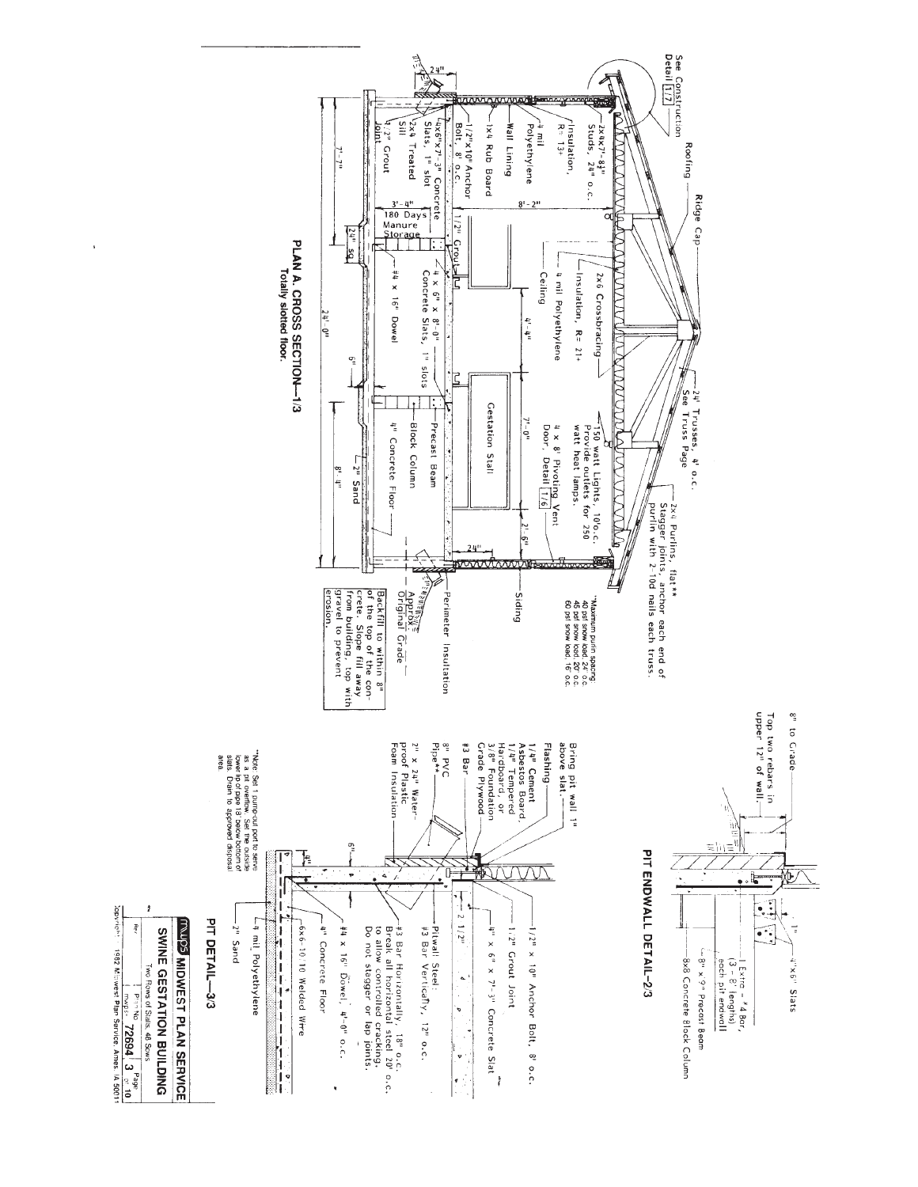## PLAN A. CROSS SECTION—1/3

**Totally slotted floor.**

See Construction Detail 1/7

Roofing

Ridge Cap

24' Trusses, 4' o.c. See Truss Page

2x4 Purlins, flat** Stagger joints, anchor each end of purlin with 2-10d nails each truss.

**Maximum purlin spacing: 40 psf snow load, 24" o.c. 45 psf snow load, 20" o.c. 60 psf snow load, 16" o.c.

2x4x7'-8½" Studs, 24" o.c.

Insulation, R= 13+

4 mil Polyethylene

Wall Lining

1x4 Rub Board

1/2"x10" Anchor Bolt, 8' o.c.

4x6"x7'-3" Concrete Slats, 1" slot

2x4 Treated Sill

1/2" Grout Joint

2x6 Crossbracing

Insulation, R= 21+

4 mil Polyethylene

Ceiling

150 watt Lights, 10'o.c. Provide outlets for 250 watt heat lamps.

4 x 8' Pivoting Vent Door, Detail 1/6

Gestation Stall

4 x 6" x 8'-0" Concrete Slats, 1" slots

1/2" Grout

180 Days Manure Storage

#4 x 16" Dowel

Precast Beam

Block Column

4" Concrete Floor

2" Sand

Siding

Perimeter Insulation

Approx. Original Grade

Backfill to within 8" of the top of the concrete. Slope fill away from building, top with gravel to prevent erosion.

24" | 8'-2" | 4'-4" | 7'-0" | 2'-6" | 24" | 7'-7" | 3'-4" | 24" sq. | 24'-0" | 6" | 8'-4"

## PIT ENDWALL DETAIL—2/3

8" to Grade

Top two rebars in upper 12" of wall.

1"

4"x6" Slats

1 Extra - #4 Bar, (3 - 8' lengths), each pit endwall

8" x 9" Precast Beam

8x8 Concrete Block Column

## PIT DETAIL—3/3

Bring pit wall 1" above slat.

Flashing

1/4" Cement Asbestos Board, 1/4" Tempered Hardboard, or 3/8" Foundation Grade Plywood

#3 Bar

8" PVC Pipe**

2" x 24" Waterproof Plastic Foam Insulation

1/2" x 10" Anchor Bolt, 8' o.c.

1/2" Grout Joint

4" x 6" x 7'-3" Concrete Slat

2 1/2"

Pitwall Steel: #3 Bar Vertically, 12" o.c.

#3 Bar Horizontally, 18" o.c. Break all horizontal steel 20' o.c. to allow controlled cracking. Do not stagger or lap joints.

#4 x 16" Dowel, 4'-0" o.c.

4" Concrete Floor

6x6-10/10 Welded Wire

4 mil Polyethylene

2" Sand

6"

4"

**Note: Set 1 pump-out port to serve as a pit overflow. Set the outside lower lip of pipe 18" below bottom of slats. Drain to approved disposal area.

**MWPS MIDWEST PLAN SERVICE**

**SWINE GESTATION BUILDING**

Two Rows of Slats, 48 Sows

Rev. | Plan No. mwps- 72694 | Page 3 of 10

Copyright 1982 Midwest Plan Service, Ames, IA 50011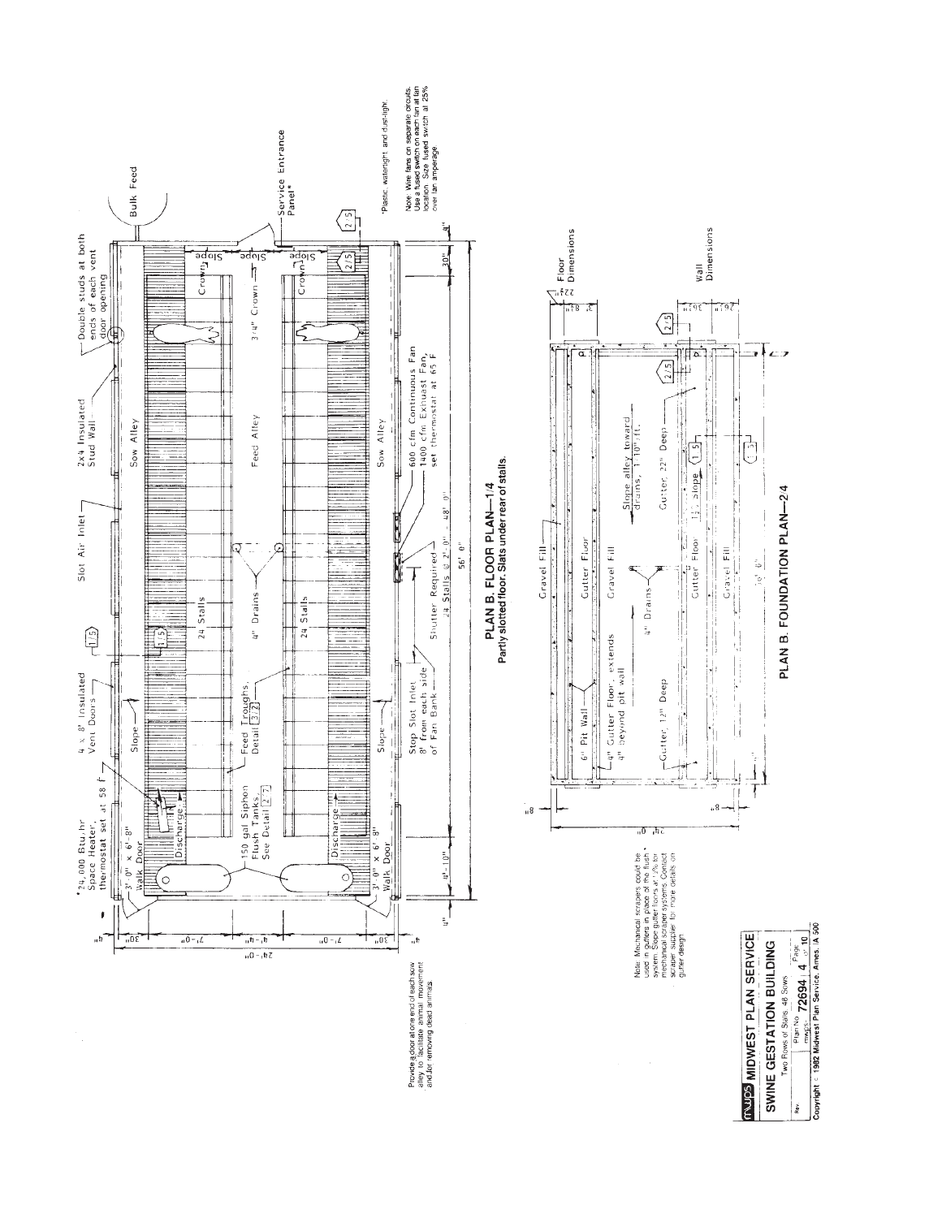# PLAN B. FLOOR PLAN—1/4

Partly slotted floor. Slats under rear of stalls.

*24,000 Btu/hr Space Heater, thermostat set at 58 F

3'-0" x 6'-8" Walk Door

4 x 8' Insulated Vent Doors

Slot Air Inlet

2x4 Insulated Stud Wall

Double studs at both ends of each vent door opening

Bulk Feed

Service Entrance Panel*

Slope

Crown

3/4" Crown

Sow Alley

Feed Alley

24 Stalls

4" Drains

Discharge

150 gal Siphon Flush Tanks, See Detail 2/7

Feed Troughs, Detail 3/2

Stop Slot Inlet 8' from each side of Fan Bank

Shutter Required

600 cfm Continuous Fan

1400 cfm Exhaust Fan, set thermostat at 65 F

24 Stalls @ 2'-0" = 48'-0"

56'-0"

4'-10"

24'-0"

*Plastic, watertight, and dust-tight.

Note: Wire fans on separate circuits. Use a fused switch on each fan at fan location. Size fused switch at 25% over fan amperage.

Provide a door at one end of each sow alley to facilitate animal movement and/or removing dead animals.

# PLAN B. FOUNDATION PLAN—2/4

Gravel Fill

6" Pit Wall

4" Gutter Floor, extends 4" beyond pit wall

Gutter Floor

Gravel Fill

4" Drains

Gutter, 12" Deep

Gutter, 22" Deep

Slope alley toward drains, 1/10"/ft.

1 1/2% slope

Cutter Floor

Floor Dimensions

Wall Dimensions

Note: Mechanical scrapers could be used in gutters in place of the flush system. Slope gutter floors at 1/2% for mechanical scraper systems. Contact scraper supplier for more details on gutter design.

**MWPS MIDWEST PLAN SERVICE**

**SWINE GESTATION BUILDING**

Two Rows of Stalls, 48 Sows

Plan No. mwps- 72694 | Page 4 of 10

Copyright © 1982 Midwest Plan Service, Ames, IA 500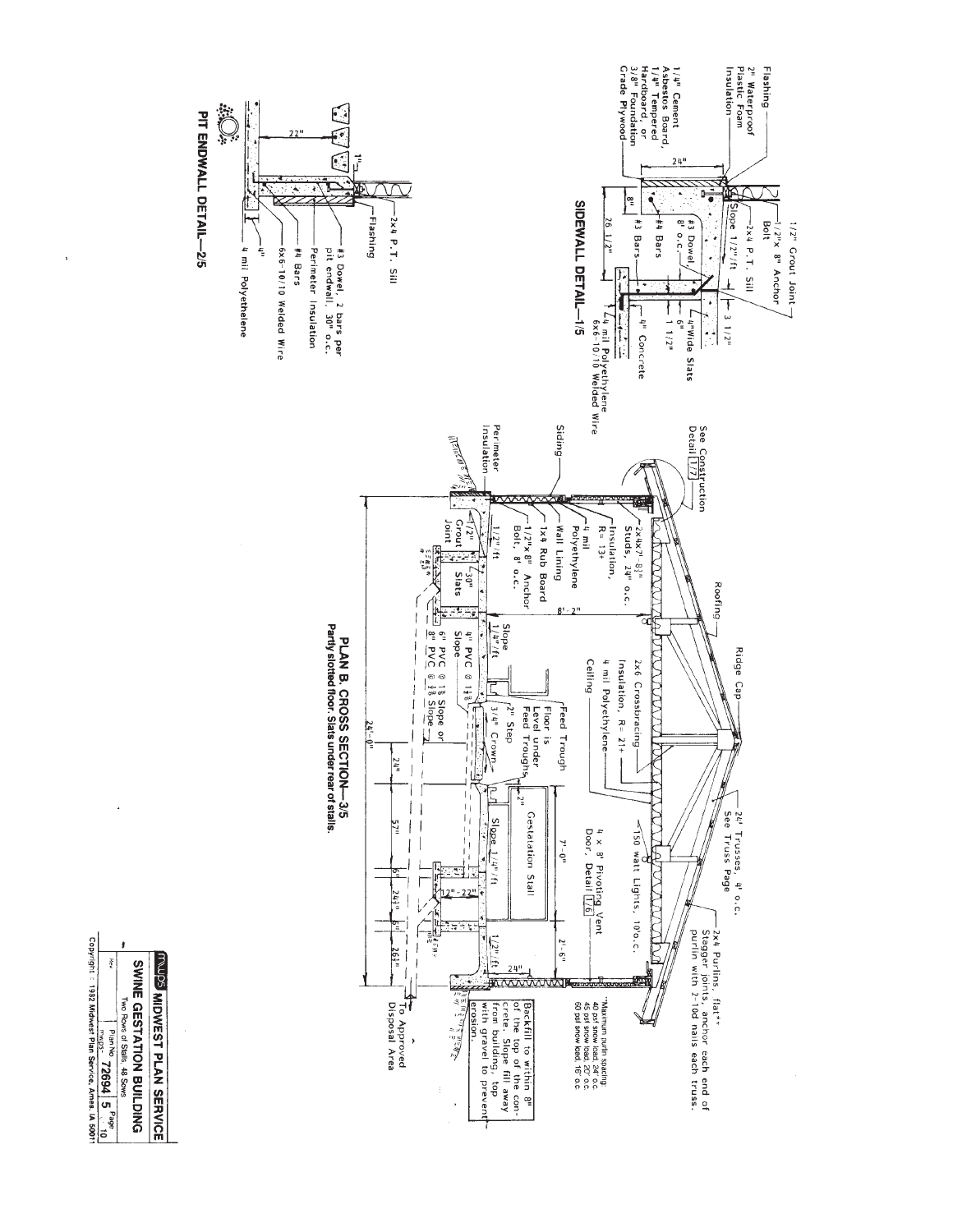## SIDEWALL DETAIL—1/5

Flashing

2" Waterproof Plastic Foam Insulation

1/4" Cement Asbestos Board, 1/4" Tempered Hardboard, or 3/8" Foundation Grade Plywood

24"

1/2" Grout Joint

1/2"x 8" Anchor Bolt

2x4 P.T. Sill

Slope 1/2"/ft

3 1/2"

#3 Dowel 8" o.c.

4"Wide Slats

#4 Bars

6"

8"

1 1/2"

#3 Bars

4" Concrete

26 1/2"

4 mil Polyethylene

6x6-10/10 Welded Wire

## PIT ENDWALL DETAIL—2/5

22"

1"

2x4 P.T. Sill

Flashing

#3 Dowel, 2 bars per pit endwall, 30" o.c.

Perimeter Insulation

#4 Bars

6x6-10/10 Welded Wire

4"

4 mil Polyethylene

## PLAN B. CROSS SECTION—3/5

Partly slotted floor. Slats under rear of stalls.

See Construction Detail 1/7

Roofing

Ridge Cap

24' Trusses, 4' o.c. See Truss Page

2x4 Purlins, flat** Stagger joints, anchor each end of purlin with 2-10d nails each truss.

**Maximum purlin spacing: 40 psf snow load: 24" o.c. 45 psf snow load: 20" o.c. 60 psf snow load: 16" o.c.

Siding

Perimeter Insulation

2x4x7'-8 1/2" Studs, 24" o.c.

Insulation, R= 13+

4 mil Polyethylene

Wall Lining

1x4 Rub Board

1/2"x8" Anchor Bolt, 8" o.c.

1/2"/ft

1/2" Grout Joint

30" Slats

8'-2"

2x6 Crossbracing

Insulation, R= 21+

4 mil Polyethylene

Ceiling

Feed Trough

Floor is Level under Feed Troughs

2" Step

3/4" Crown

2"

Slope 1/4"/ft

4" PVC @ 1 1/8 Slope

6" PVC @ 1/8 Slope or 8" PVC @ 1/8 Slope

150 watt Lights, 10'o.c.

4 x 8' Pivoting Vent Door, Detail 1/6

Gestatation Stall

Slope 1/4"/ft

7'-0"

12"-22"

1/2"/ft

2'-6"

24"

24'-0"

24"

57"

6"

24 1/2"

6"

26 1/2"

Backfill to within 8" of the top of the concrete. Slope fill away from building, top with gravel to prevent erosion.

To Approved Disposal Area

---

**MWPS MIDWEST PLAN SERVICE**

**SWINE GESTATION BUILDING**

Two Rows of Stalls, 48 Sows

| Rev | Plan No. MWPS- 72694 | 5 Page of 10 |
|---|---|---|

Copyright © 1992 Midwest Plan Service, Ames, IA 50011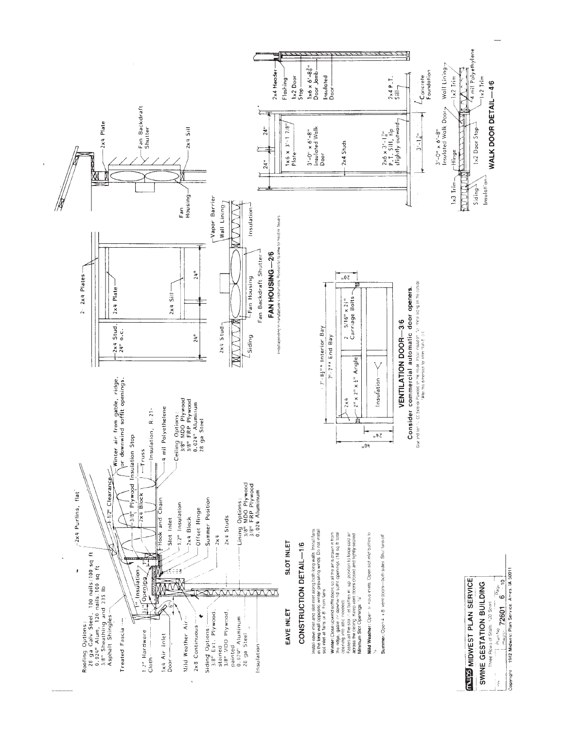## EAVE INLET SLOT INLET

### CONSTRUCTION DETAIL—1/6

Roofing Options:
28 ga Galv Steel, 100 nails/100 sq ft
0.024" Alum, 120 nails/100 sq ft
3/8" Sheathing and 235 lb
Asphalt Shingles

2x4 Purlins, flat

Treated Fascia

1/2" Hardware Cloth

1x4 Air Inlet Door

Mild Weather Air

2x8 Continuous

Siding Options:
3/8" Ext. Plywood, stained
3/8" MDO Plywood, painted
0.024" Aluminum
28 ga Steel

Insulation

1" Insulation
Opening
1-1/2" Clearance
3/8" Plywood Insulation Stop
2x4 Block
Truss
Winter air from gable, ridge, or downwind soffit openings.
Insulation, R-21+
4 mil Polyethelene
Ceiling Options:
3/8" MDO Plywood
3/8" FRP Plywood
0.024" Aluminum
28 ga Steel
Hook and Chain
Slot Inlet
1/2" Insulation
2x4 Block
Offset Hinge
Summer Position
2x4
2x4 Studs
Lining Options:
3/8" MDO Plywood
3/8" FRP Plywood
0.024" Aluminum

Install eave inlet and slot inlet along both long walls. Install fans in the long wall opposite winter prevailing winds. Do not install slot inlet at fans or 8' from fans.

**Winter:** Close upwind soffit doors so all the air is drawn in from the ridge, gable or downwind soffit openings (18 sq ft total opening into attic needed). Fasten all the slot inlet baffles in up position to force cold air across the ceiling. Keep vent doors closed and tightly sealed. Minimum Slot Openings: ¼".

**Mild Weather:** Open the eave inlets. Open slot inlet baffles to ½.

**Summer:** Open 4' x 8' vent doors—both sides. Shut fans off.

## FAN HOUSING—2/6

2 - 2x4 Plates
2x4 Stud, 24" o.c.
2x4 Plate
2x4 Sill
24"
24"
2x4 Plate
Fan Backdraft Shutter
2x4 Sill
Fan Housing
2x4 Stud
Siding
Fan Housing
Fan Backdraft Shutter
Vapor Barrier
Wall Lining
Insulation

Install according to manufacturer's instructions. Position fan to allow for mold or louvers.

## VENTILATION DOOR—3/6

7'-8½"* Interior Bay
7'-7"* End Bay
2x4
2" x 2" x ¼" Angle
2 - 5/16" x 2½" Carriage Bolts
Insulation
48"
24"
20"

**Consider commercial automatic door openers.**

Glue and nail ⅜" CDX Exterior Plywood on the inside. Install insulation. Nail metal siding on the outside.
*Alter this dimension for other than 8' o.c.

## WALK DOOR DETAIL—4/6

24"
24"
1x6 x 3'-1 7/8" Plate
3'-0" x 6'-8" Insulated Walk Door
2x4 Studs
2x6 x 3'-1⅞" P.T. Sill, tip slightly outward
3'-1⅞"
2x4 Header
Flashing
1x2 Door Stop
1x6 x 6'-8⅞" Door Jamb
Insulated Door
2x4 P.T. Sill
Concrete Foundation
3'-0" x 6'-8" Insulated Walk Door
1x3 Trim
Hinge
Siding
Insulation
1x2 Door Stop
Wall Lining
1x2 Trim
4 mil Polyethylene
1x2 Trim

MWPS MIDWEST PLAN SERVICE

SWINE GESTATION BUILDING

Three Rows of Stalls, 120 Sows

Plan No. 72601 6 of 10

Copyright © 1982 Midwest Plan Service, Ames, IA 50011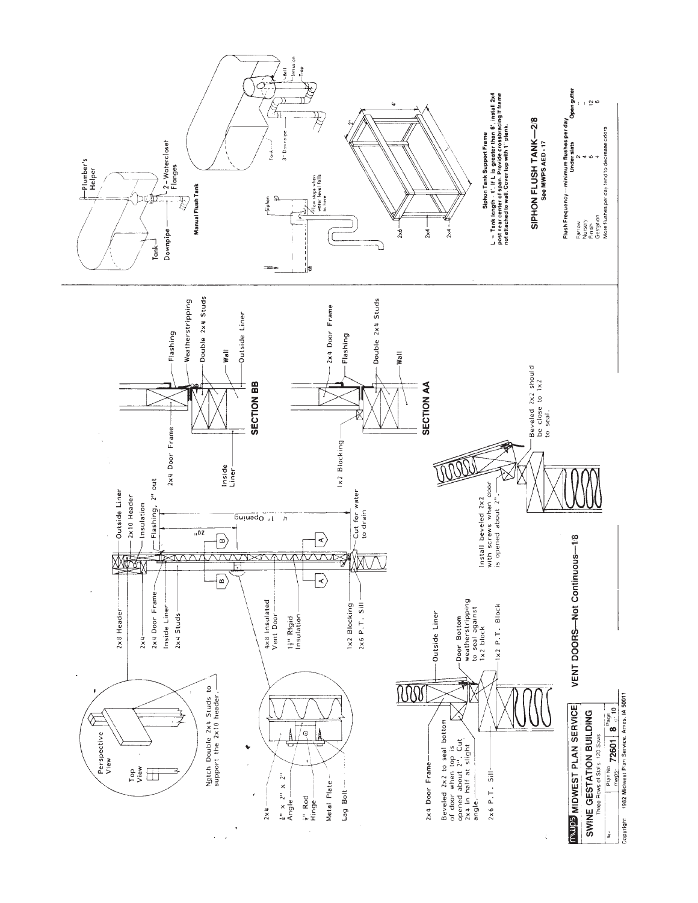## VENT DOORS—Not Continuous—1/8

Perspective View

Top View

Notch Double 2x4 Studs to support the 2x10 header.

2x8 Header

2x4

2x4 Door Frame

Inside Liner

2x4 Studs

Outside Liner

2x10 Header

Insulation

Flashing, 2" out

20"

4' $\pm$ Opening

4x8 Insulated Vent Door

$1\frac{1}{2}$" Rigid Insulation

1x2 Blocking

2x6 P.T. Sill

Cut for water to drain

2x4

$\frac{1}{4}$" x 2" x 2" Angle

$\frac{3}{8}$" Rod Hinge

Metal Plate

Lag Bolt

### SECTION BB

2x4 Door Frame

Flashing

Weatherstripping

Double 2x4 Studs

Wall

Outside Liner

Inside Liner

### SECTION AA

1x2 Blocking

2x4 Door Frame

Flashing

Double 2x4 Studs

Wall

2x4 Door Frame

Beveled 2x2 to seal bottom of door when top is opened about 2". Cut 2x4 in half at slight angle.

2x6 P.T. Sill

Outside Liner

Door Bottom weatherstripping to seal against 1x2 block

1x2 P.T. Block

Install beveled 2x2 with screws when door is opened about 2".

Beveled 2x2 should be close to 1x2 to seal.

## SIPHON FLUSH TANK—2/8

See MWPS AED-17

Plumber's Helper

Tank

Downpipe

2-Watercloset Flanges

**Manual Flush Tank**

Bell

Intrusion

Trap

Tank

3" Downpipe

Siphon

Flow stops when water level falls to here

2'

4'

L

2x6

2x4

2x4

**Siphon Tank Support Frame**

**L = Tank length - 1'. If L is greater than 6', install 2x4 post near center of span. Provide crossbracing if frame not attached to wall. Cover top with 1" plank.**

Flush Frequency—minimum flushes per day

| | Under slats | Open gutter |
|---|---|---|
| Farrow | 2 | - |
| Nursery | 4 | - |
| Finish | 6 | 12 |
| Gestation | 4 | 8 |

More flushes per day tend to decrease odors

---

MWPS MIDWEST PLAN SERVICE

**SWINE GESTATION BUILDING**

Three Rows of Stalls: 120 Sows

| Rev. | Plan No. | Page |
|---|---|---|
| | mwps-72601 | 8 of 10 |

Copyright 1982 Midwest Plan Service, Ames, IA 50011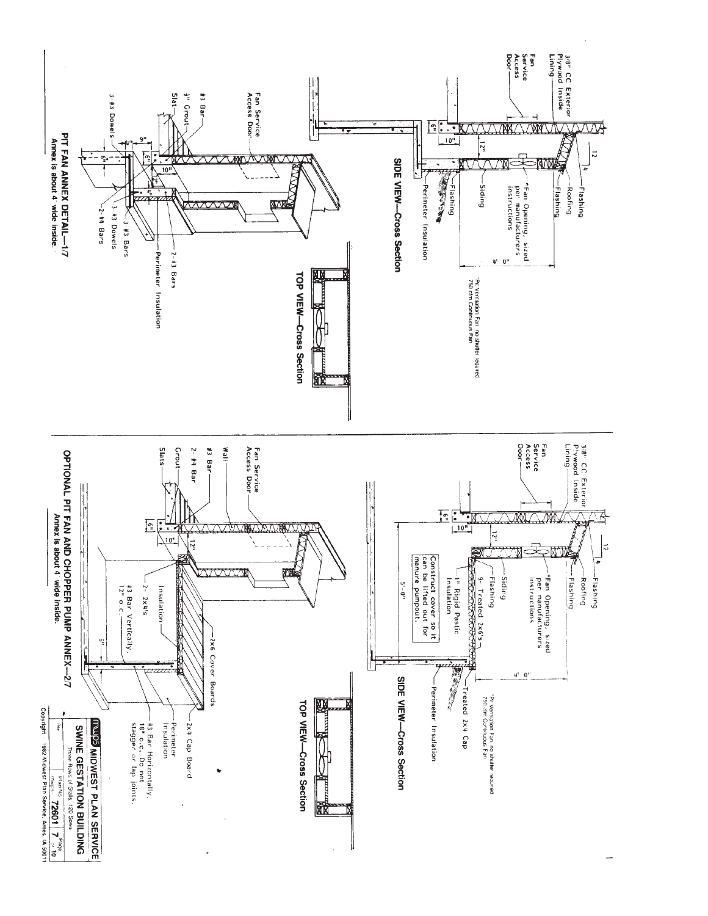## SIDE VIEW—Cross Section

3/8" CC Exterior Plywood Inside Lining

Fan Service Access Door

12

4

Flashing

Roofing

Flashing

Siding

*Fan Opening, sized per manufacturers instructions

Flashing

Perimeter Insulation

6"

10"

12"

4' 0"

*Pit Ventilation Fan, no shutter required 750 cfm Continuous Fan

## TOP VIEW—Cross Section

Fan Service Access Door

#3 Bar

1" Grout

Slat

3-#3 Dowels

9"

6"

10"

4"

6"

3-#3 Dowels

3-#3 Bars

2-#4 Bars

2-#3 Bars

Perimeter Insulation

## PIT FAN ANNEX DETAIL—1/7

Annex is about 4' wide inside.

## SIDE VIEW—Cross Section

3/8" CC Exterior Plywood Inside Lining

Fan Service Access Door

12

4

Flashing

Roofing

Flashing

*Fan Opening, sized per manufacturers instructions

Siding

Flashing

9- Treated 2x6's

1" Rigid Pastic Insulation

Construct cover so it can be lifted out for manure pumpout.

Treated 2x4 Cap

Perimeter Insulation

6"

10"

12"

5'-0"

4' 0"

*Pit Ventilation Fan, no shutter required 750 cfm Continuous Fan

## TOP VIEW—Cross Section

Fan Service Access Door

Wall

2-#4 Bar

#3 Bar

Grout

Slats

6"

10"

12"

2-2x4's

Insulation

#3 Bar Vertically, 12" o.c.

6"

2x6 Cover Boards

2x4 Cap Board

Perimeter Insulation

#3 Bar Horizontally, 18" o.c. Do not stagger or lap joints.

## OPTIONAL PIT FAN AND CHOPPER PUMP ANNEX—2/7

Annex is about 4' wide inside.

MWPS MIDWEST PLAN SERVICE

SWINE GESTATION BUILDING

Three Rows of Stalls, 120 Sows

| Rev. | Plan No. MWPS- | Page |
|---|---|---|
| | 72601 | 7 of 10 |

Copyright 1982 Midwest Plan Service, Ames, IA 50011